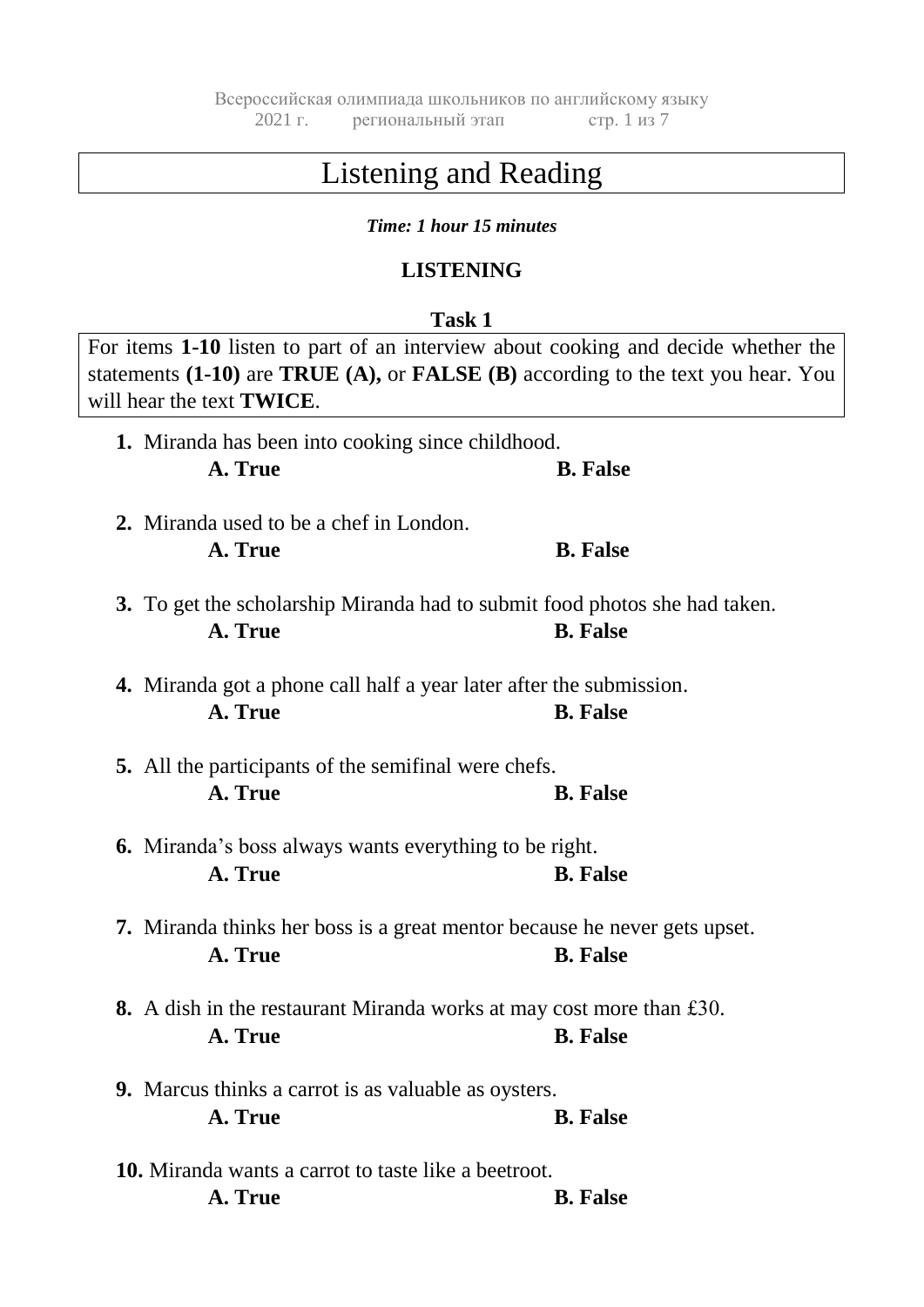# Listening and Reading

***Time: 1 hour 15 minutes***

## LISTENING

### Task 1

For items **1-10** listen to part of an interview about cooking and decide whether the statements **(1-10)** are **TRUE (A),** or **FALSE (B)** according to the text you hear. You will hear the text **TWICE**.

**1.** Miranda has been into cooking since childhood.
**A. True** **B. False**

**2.** Miranda used to be a chef in London.
**A. True** **B. False**

**3.** To get the scholarship Miranda had to submit food photos she had taken.
**A. True** **B. False**

**4.** Miranda got a phone call half a year later after the submission.
**A. True** **B. False**

**5.** All the participants of the semifinal were chefs.
**A. True** **B. False**

**6.** Miranda's boss always wants everything to be right.
**A. True** **B. False**

**7.** Miranda thinks her boss is a great mentor because he never gets upset.
**A. True** **B. False**

**8.** A dish in the restaurant Miranda works at may cost more than £30.
**A. True** **B. False**

**9.** Marcus thinks a carrot is as valuable as oysters.
**A. True** **B. False**

**10.** Miranda wants a carrot to taste like a beetroot.
**A. True** **B. False**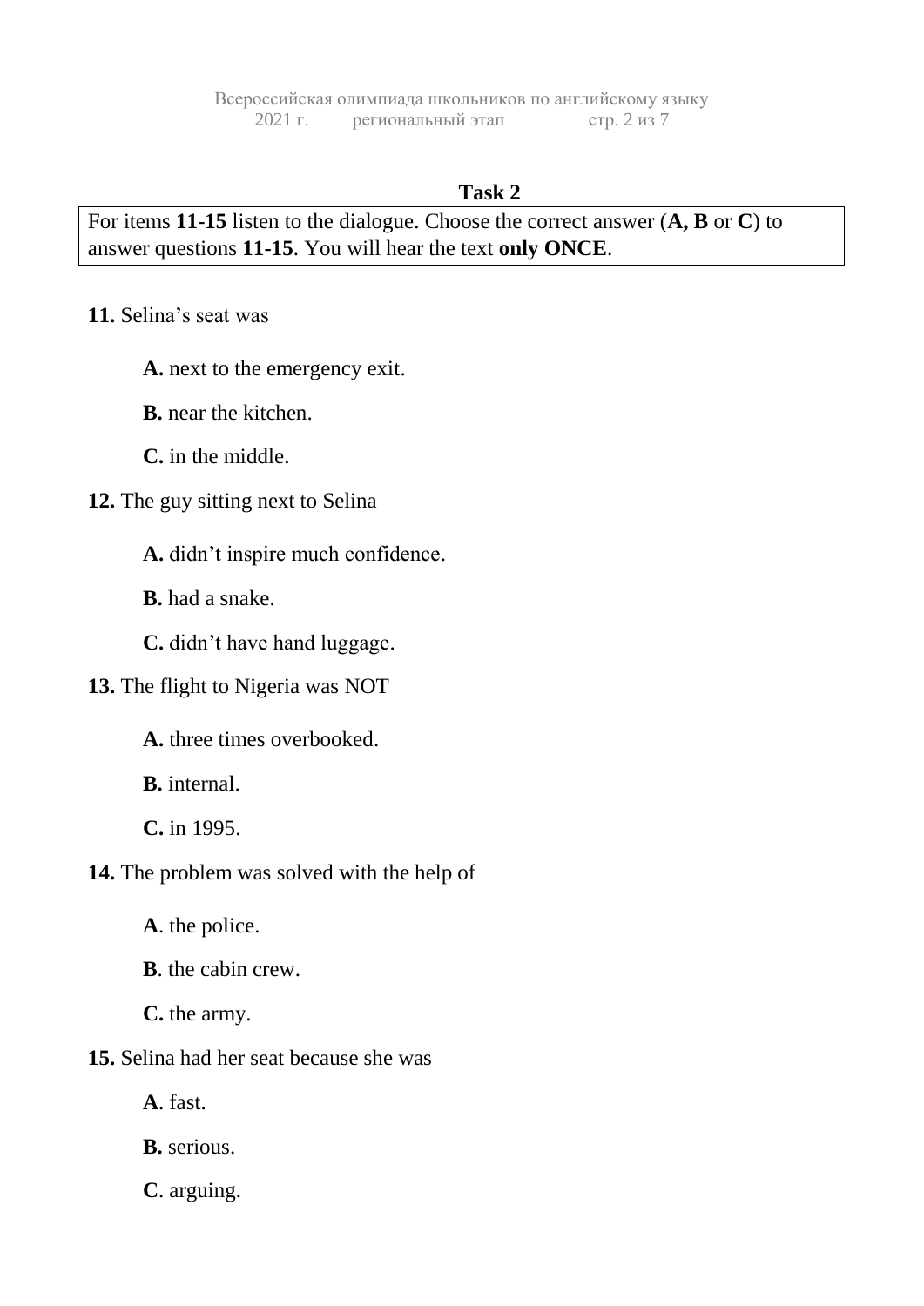### Task 2

For items **11-15** listen to the dialogue. Choose the correct answer (**A, B** or **C**) to answer questions **11-15**. You will hear the text **only ONCE**.

**11.** Selina's seat was

- **A.** next to the emergency exit.
- **B.** near the kitchen.
- **C.** in the middle.

**12.** The guy sitting next to Selina

- **A.** didn't inspire much confidence.
- **B.** had a snake.
- **C.** didn't have hand luggage.

**13.** The flight to Nigeria was NOT

- **A.** three times overbooked.
- **B.** internal.
- **C.** in 1995.

**14.** The problem was solved with the help of

- **A**. the police.
- **B**. the cabin crew.
- **C.** the army.

**15.** Selina had her seat because she was

- **A**. fast.
- **B.** serious.
- **C**. arguing.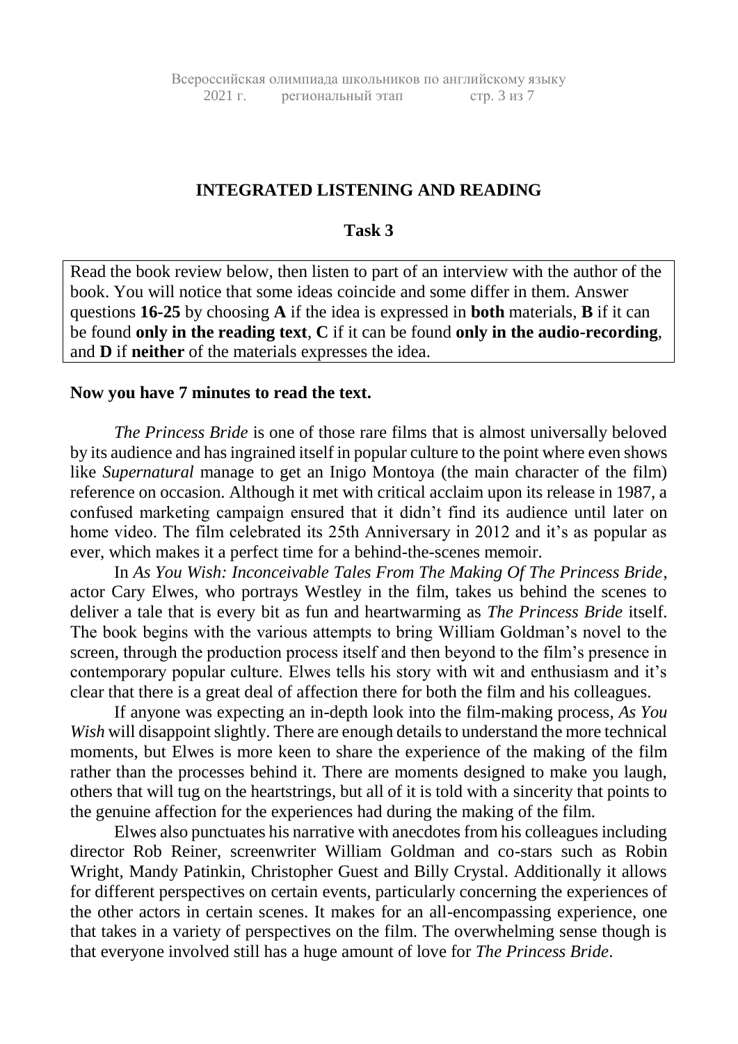## INTEGRATED LISTENING AND READING

### Task 3

Read the book review below, then listen to part of an interview with the author of the book. You will notice that some ideas coincide and some differ in them. Answer questions **16-25** by choosing **A** if the idea is expressed in **both** materials, **B** if it can be found **only in the reading text**, **C** if it can be found **only in the audio-recording**, and **D** if **neither** of the materials expresses the idea.

**Now you have 7 minutes to read the text.**

*The Princess Bride* is one of those rare films that is almost universally beloved by its audience and has ingrained itself in popular culture to the point where even shows like *Supernatural* manage to get an Inigo Montoya (the main character of the film) reference on occasion. Although it met with critical acclaim upon its release in 1987, a confused marketing campaign ensured that it didn't find its audience until later on home video. The film celebrated its 25th Anniversary in 2012 and it's as popular as ever, which makes it a perfect time for a behind-the-scenes memoir.

In *As You Wish: Inconceivable Tales From The Making Of The Princess Bride*, actor Cary Elwes, who portrays Westley in the film, takes us behind the scenes to deliver a tale that is every bit as fun and heartwarming as *The Princess Bride* itself. The book begins with the various attempts to bring William Goldman's novel to the screen, through the production process itself and then beyond to the film's presence in contemporary popular culture. Elwes tells his story with wit and enthusiasm and it's clear that there is a great deal of affection there for both the film and his colleagues.

If anyone was expecting an in-depth look into the film-making process, *As You Wish* will disappoint slightly. There are enough details to understand the more technical moments, but Elwes is more keen to share the experience of the making of the film rather than the processes behind it. There are moments designed to make you laugh, others that will tug on the heartstrings, but all of it is told with a sincerity that points to the genuine affection for the experiences had during the making of the film.

Elwes also punctuates his narrative with anecdotes from his colleagues including director Rob Reiner, screenwriter William Goldman and co-stars such as Robin Wright, Mandy Patinkin, Christopher Guest and Billy Crystal. Additionally it allows for different perspectives on certain events, particularly concerning the experiences of the other actors in certain scenes. It makes for an all-encompassing experience, one that takes in a variety of perspectives on the film. The overwhelming sense though is that everyone involved still has a huge amount of love for *The Princess Bride*.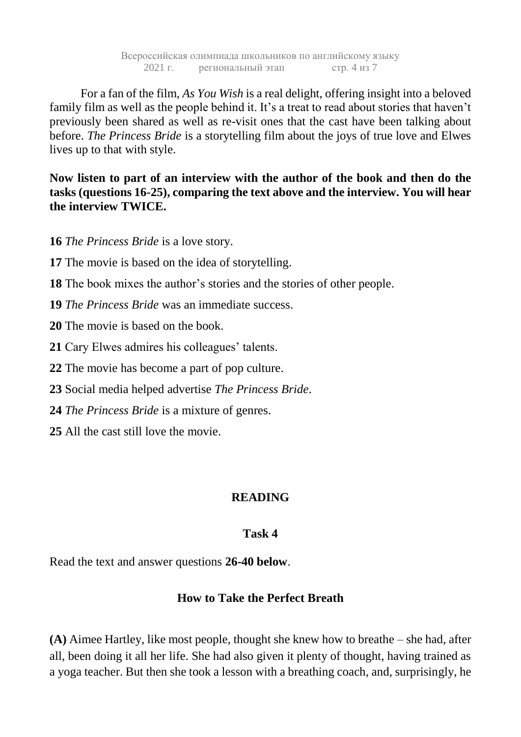For a fan of the film, *As You Wish* is a real delight, offering insight into a beloved family film as well as the people behind it. It's a treat to read about stories that haven't previously been shared as well as re-visit ones that the cast have been talking about before. *The Princess Bride* is a storytelling film about the joys of true love and Elwes lives up to that with style.

**Now listen to part of an interview with the author of the book and then do the tasks (questions 16-25), comparing the text above and the interview. You will hear the interview TWICE.**

**16** *The Princess Bride* is a love story.

**17** The movie is based on the idea of storytelling.

**18** The book mixes the author's stories and the stories of other people.

**19** *The Princess Bride* was an immediate success.

**20** The movie is based on the book.

**21** Cary Elwes admires his colleagues' talents.

**22** The movie has become a part of pop culture.

**23** Social media helped advertise *The Princess Bride*.

**24** *The Princess Bride* is a mixture of genres.

**25** All the cast still love the movie.

## READING

### Task 4

Read the text and answer questions **26-40 below**.

### How to Take the Perfect Breath

**(A)** Aimee Hartley, like most people, thought she knew how to breathe – she had, after all, been doing it all her life. She had also given it plenty of thought, having trained as a yoga teacher. But then she took a lesson with a breathing coach, and, surprisingly, he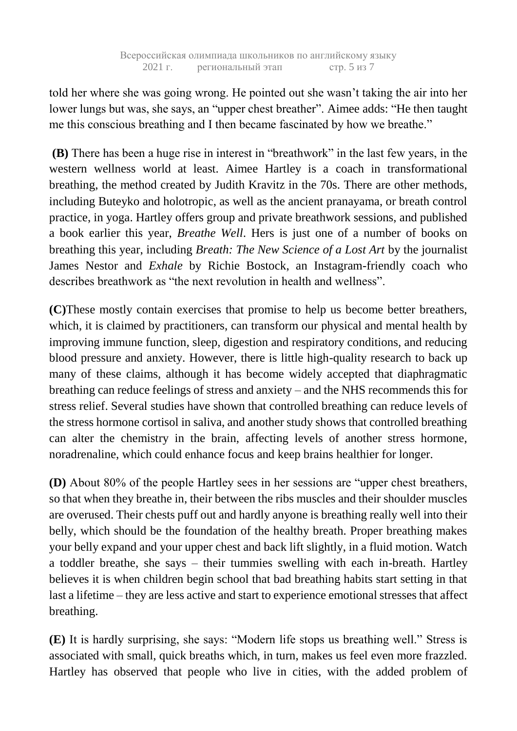told her where she was going wrong. He pointed out she wasn't taking the air into her lower lungs but was, she says, an "upper chest breather". Aimee adds: "He then taught me this conscious breathing and I then became fascinated by how we breathe."

**(B)** There has been a huge rise in interest in "breathwork" in the last few years, in the western wellness world at least. Aimee Hartley is a coach in transformational breathing, the method created by Judith Kravitz in the 70s. There are other methods, including Buteyko and holotropic, as well as the ancient pranayama, or breath control practice, in yoga. Hartley offers group and private breathwork sessions, and published a book earlier this year, *Breathe Well*. Hers is just one of a number of books on breathing this year, including *Breath: The New Science of a Lost Art* by the journalist James Nestor and *Exhale* by Richie Bostock, an Instagram-friendly coach who describes breathwork as "the next revolution in health and wellness".

**(C)**These mostly contain exercises that promise to help us become better breathers, which, it is claimed by practitioners, can transform our physical and mental health by improving immune function, sleep, digestion and respiratory conditions, and reducing blood pressure and anxiety. However, there is little high-quality research to back up many of these claims, although it has become widely accepted that diaphragmatic breathing can reduce feelings of stress and anxiety – and the NHS recommends this for stress relief. Several studies have shown that controlled breathing can reduce levels of the stress hormone cortisol in saliva, and another study shows that controlled breathing can alter the chemistry in the brain, affecting levels of another stress hormone, noradrenaline, which could enhance focus and keep brains healthier for longer.

**(D)** About 80% of the people Hartley sees in her sessions are "upper chest breathers, so that when they breathe in, their between the ribs muscles and their shoulder muscles are overused. Their chests puff out and hardly anyone is breathing really well into their belly, which should be the foundation of the healthy breath. Proper breathing makes your belly expand and your upper chest and back lift slightly, in a fluid motion. Watch a toddler breathe, she says – their tummies swelling with each in-breath. Hartley believes it is when children begin school that bad breathing habits start setting in that last a lifetime – they are less active and start to experience emotional stresses that affect breathing.

**(E)** It is hardly surprising, she says: "Modern life stops us breathing well." Stress is associated with small, quick breaths which, in turn, makes us feel even more frazzled. Hartley has observed that people who live in cities, with the added problem of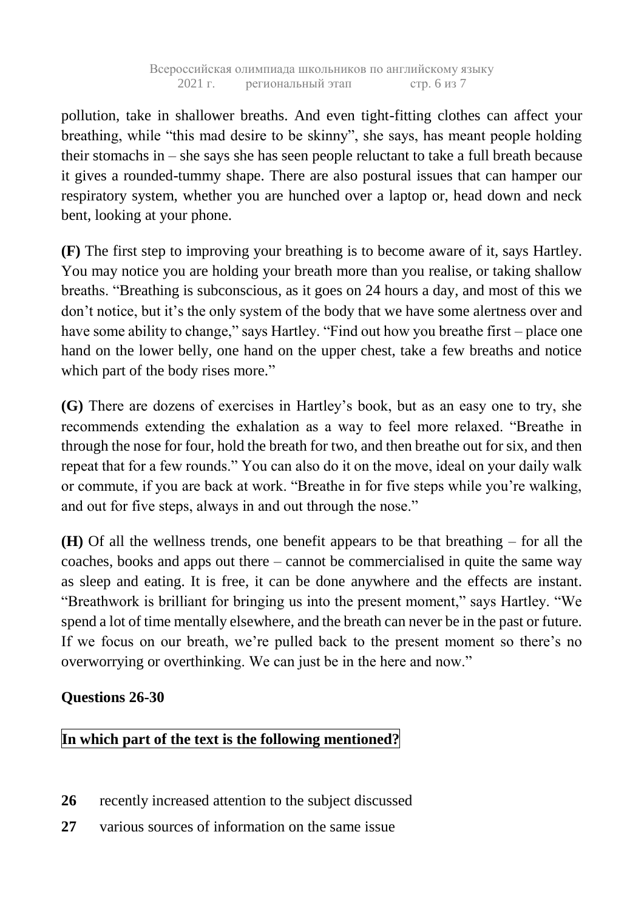pollution, take in shallower breaths. And even tight-fitting clothes can affect your breathing, while "this mad desire to be skinny", she says, has meant people holding their stomachs in – she says she has seen people reluctant to take a full breath because it gives a rounded-tummy shape. There are also postural issues that can hamper our respiratory system, whether you are hunched over a laptop or, head down and neck bent, looking at your phone.

**(F)** The first step to improving your breathing is to become aware of it, says Hartley. You may notice you are holding your breath more than you realise, or taking shallow breaths. "Breathing is subconscious, as it goes on 24 hours a day, and most of this we don't notice, but it's the only system of the body that we have some alertness over and have some ability to change," says Hartley. "Find out how you breathe first – place one hand on the lower belly, one hand on the upper chest, take a few breaths and notice which part of the body rises more."

**(G)** There are dozens of exercises in Hartley's book, but as an easy one to try, she recommends extending the exhalation as a way to feel more relaxed. "Breathe in through the nose for four, hold the breath for two, and then breathe out for six, and then repeat that for a few rounds." You can also do it on the move, ideal on your daily walk or commute, if you are back at work. "Breathe in for five steps while you're walking, and out for five steps, always in and out through the nose."

**(H)** Of all the wellness trends, one benefit appears to be that breathing – for all the coaches, books and apps out there – cannot be commercialised in quite the same way as sleep and eating. It is free, it can be done anywhere and the effects are instant. "Breathwork is brilliant for bringing us into the present moment," says Hartley. "We spend a lot of time mentally elsewhere, and the breath can never be in the past or future. If we focus on our breath, we're pulled back to the present moment so there's no overworrying or overthinking. We can just be in the here and now."

**Questions 26-30**

**In which part of the text is the following mentioned?**

**26** recently increased attention to the subject discussed

**27** various sources of information on the same issue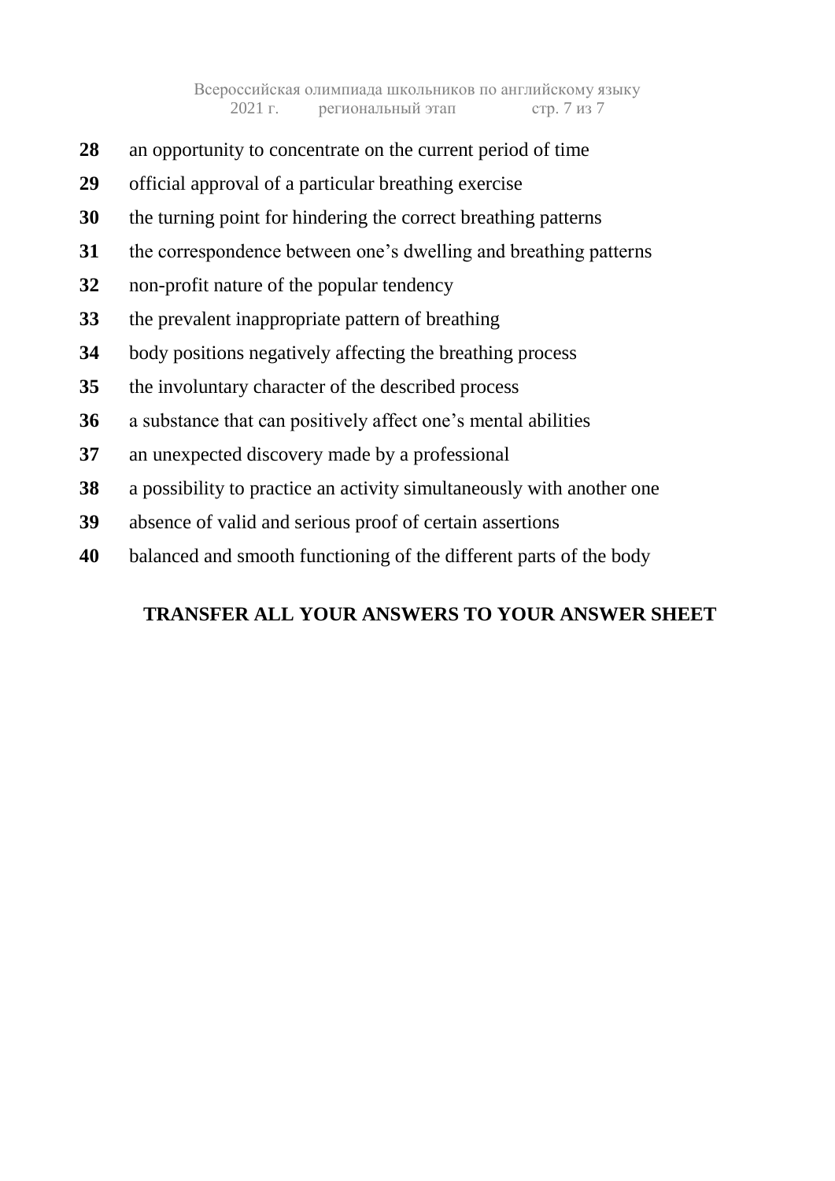**28** an opportunity to concentrate on the current period of time

**29** official approval of a particular breathing exercise

**30** the turning point for hindering the correct breathing patterns

**31** the correspondence between one's dwelling and breathing patterns

**32** non-profit nature of the popular tendency

**33** the prevalent inappropriate pattern of breathing

**34** body positions negatively affecting the breathing process

**35** the involuntary character of the described process

**36** a substance that can positively affect one's mental abilities

**37** an unexpected discovery made by a professional

**38** a possibility to practice an activity simultaneously with another one

**39** absence of valid and serious proof of certain assertions

**40** balanced and smooth functioning of the different parts of the body

**TRANSFER ALL YOUR ANSWERS TO YOUR ANSWER SHEET**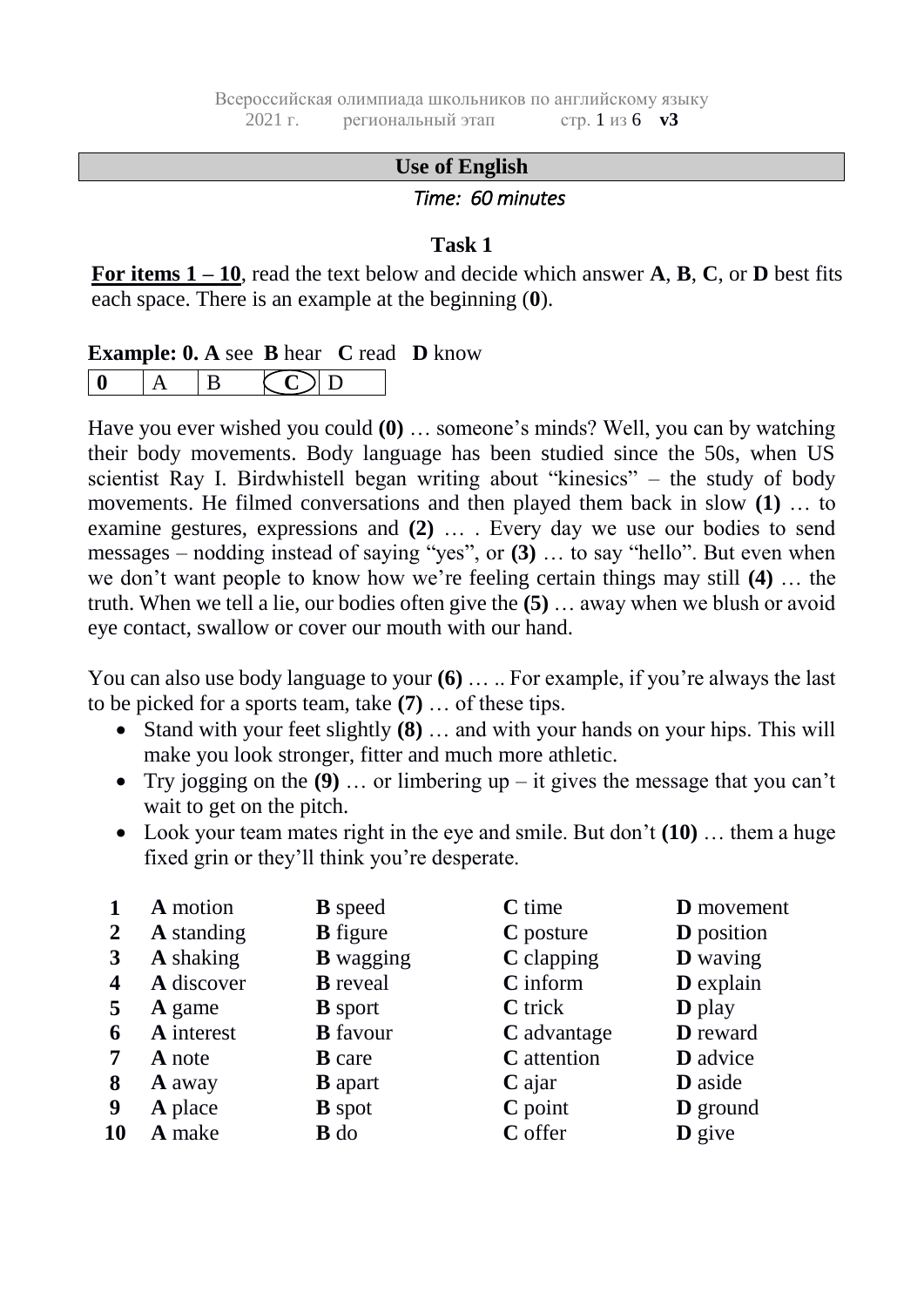## Use of English

*Time: 60 minutes*

### Task 1

**For items 1 – 10**, read the text below and decide which answer **A**, **B**, **C**, or **D** best fits each space. There is an example at the beginning (**0**).

**Example: 0. A** see **B** hear **C** read **D** know

| **0** | A | B | **(C)** | D |
|---|---|---|---|---|

Have you ever wished you could **(0)** … someone's minds? Well, you can by watching their body movements. Body language has been studied since the 50s, when US scientist Ray I. Birdwhistell began writing about "kinesics" – the study of body movements. He filmed conversations and then played them back in slow **(1)** … to examine gestures, expressions and **(2)** … . Every day we use our bodies to send messages – nodding instead of saying "yes", or **(3)** … to say "hello". But even when we don't want people to know how we're feeling certain things may still **(4)** … the truth. When we tell a lie, our bodies often give the **(5)** … away when we blush or avoid eye contact, swallow or cover our mouth with our hand.

You can also use body language to your **(6)** … .. For example, if you're always the last to be picked for a sports team, take **(7)** … of these tips.

- Stand with your feet slightly **(8)** … and with your hands on your hips. This will make you look stronger, fitter and much more athletic.
- Try jogging on the **(9)** … or limbering up – it gives the message that you can't wait to get on the pitch.
- Look your team mates right in the eye and smile. But don't **(10)** … them a huge fixed grin or they'll think you're desperate.

| | | | | |
|---|---|---|---|---|
| **1** | **A** motion | **B** speed | **C** time | **D** movement |
| **2** | **A** standing | **B** figure | **C** posture | **D** position |
| **3** | **A** shaking | **B** wagging | **C** clapping | **D** waving |
| **4** | **A** discover | **B** reveal | **C** inform | **D** explain |
| **5** | **A** game | **B** sport | **C** trick | **D** play |
| **6** | **A** interest | **B** favour | **C** advantage | **D** reward |
| **7** | **A** note | **B** care | **C** attention | **D** advice |
| **8** | **A** away | **B** apart | **C** ajar | **D** aside |
| **9** | **A** place | **B** spot | **C** point | **D** ground |
| **10** | **A** make | **B** do | **C** offer | **D** give |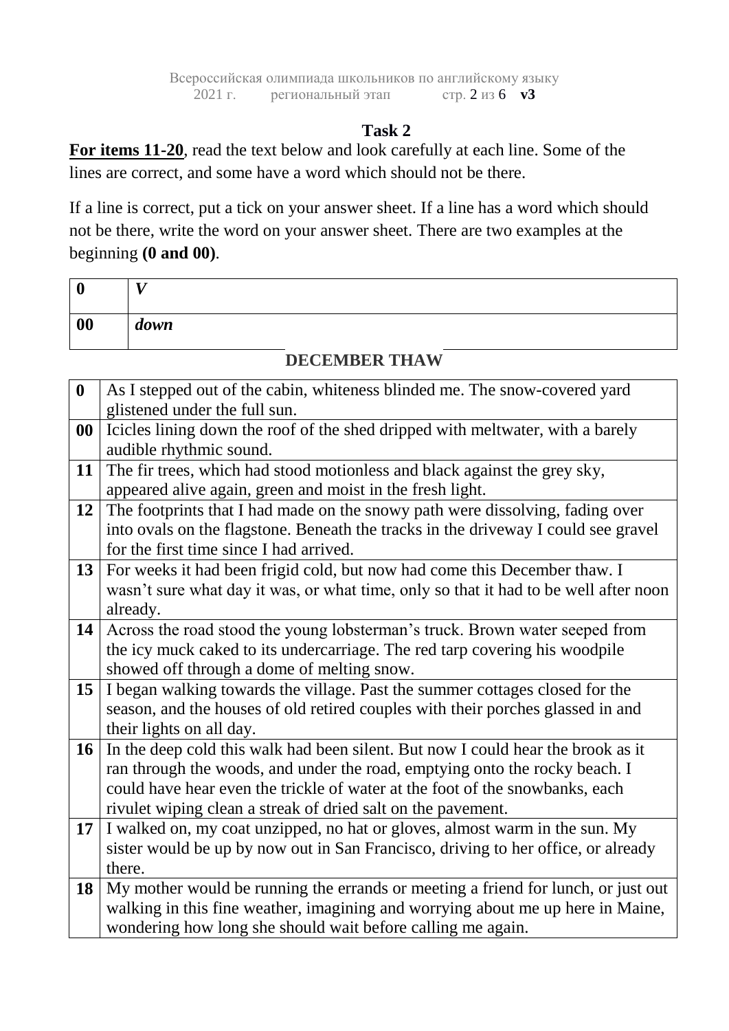## Task 2

**For items 11-20**, read the text below and look carefully at each line. Some of the lines are correct, and some have a word which should not be there.

If a line is correct, put a tick on your answer sheet. If a line has a word which should not be there, write the word on your answer sheet. There are two examples at the beginning **(0 and 00)**.

| | |
|---|---|
| **0** | ***V*** |
| **00** | ***down*** |

### DECEMBER THAW

| | |
|---|---|
| **0** | As I stepped out of the cabin, whiteness blinded me. The snow-covered yard glistened under the full sun. |
| **00** | Icicles lining down the roof of the shed dripped with meltwater, with a barely audible rhythmic sound. |
| **11** | The fir trees, which had stood motionless and black against the grey sky, appeared alive again, green and moist in the fresh light. |
| **12** | The footprints that I had made on the snowy path were dissolving, fading over into ovals on the flagstone. Beneath the tracks in the driveway I could see gravel for the first time since I had arrived. |
| **13** | For weeks it had been frigid cold, but now had come this December thaw. I wasn't sure what day it was, or what time, only so that it had to be well after noon already. |
| **14** | Across the road stood the young lobsterman's truck. Brown water seeped from the icy muck caked to its undercarriage. The red tarp covering his woodpile showed off through a dome of melting snow. |
| **15** | I began walking towards the village. Past the summer cottages closed for the season, and the houses of old retired couples with their porches glassed in and their lights on all day. |
| **16** | In the deep cold this walk had been silent. But now I could hear the brook as it ran through the woods, and under the road, emptying onto the rocky beach. I could have hear even the trickle of water at the foot of the snowbanks, each rivulet wiping clean a streak of dried salt on the pavement. |
| **17** | I walked on, my coat unzipped, no hat or gloves, almost warm in the sun. My sister would be up by now out in San Francisco, driving to her office, or already there. |
| **18** | My mother would be running the errands or meeting a friend for lunch, or just out walking in this fine weather, imagining and worrying about me up here in Maine, wondering how long she should wait before calling me again. |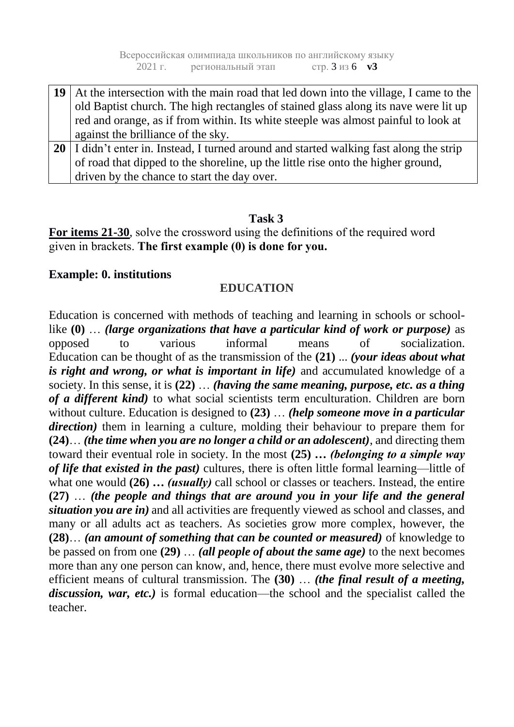| | |
|---|---|
| **19** | At the intersection with the main road that led down into the village, I came to the old Baptist church. The high rectangles of stained glass along its nave were lit up red and orange, as if from within. Its white steeple was almost painful to look at against the brilliance of the sky. |
| **20** | I didn't enter in. Instead, I turned around and started walking fast along the strip of road that dipped to the shoreline, up the little rise onto the higher ground, driven by the chance to start the day over. |

## Task 3

**For items 21-30**, solve the crossword using the definitions of the required word given in brackets. **The first example (0) is done for you.**

**Example: 0. institutions**

### EDUCATION

Education is concerned with methods of teaching and learning in schools or school-like **(0)** … ***(large organizations that have a particular kind of work or purpose)*** as opposed to various informal means of socialization. Education can be thought of as the transmission of the **(21)** ... ***(your ideas about what is right and wrong, or what is important in life)*** and accumulated knowledge of a society. In this sense, it is **(22)** … ***(having the same meaning, purpose, etc. as a thing of a different kind)*** to what social scientists term enculturation. Children are born without culture. Education is designed to **(23)** … ***(help someone move in a particular direction)*** them in learning a culture, molding their behaviour to prepare them for **(24)**… ***(the time when you are no longer a child or an adolescent)***, and directing them toward their eventual role in society. In the most **(25) …** ***(belonging to a simple way of life that existed in the past)*** cultures, there is often little formal learning—little of what one would **(26) …** ***(usually)*** call school or classes or teachers. Instead, the entire **(27)** … ***(the people and things that are around you in your life and the general situation you are in)*** and all activities are frequently viewed as school and classes, and many or all adults act as teachers. As societies grow more complex, however, the **(28)**… ***(an amount of something that can be counted or measured)*** of knowledge to be passed on from one **(29)** … ***(all people of about the same age)*** to the next becomes more than any one person can know, and, hence, there must evolve more selective and efficient means of cultural transmission. The **(30)** … ***(the final result of a meeting, discussion, war, etc.)*** is formal education—the school and the specialist called the teacher.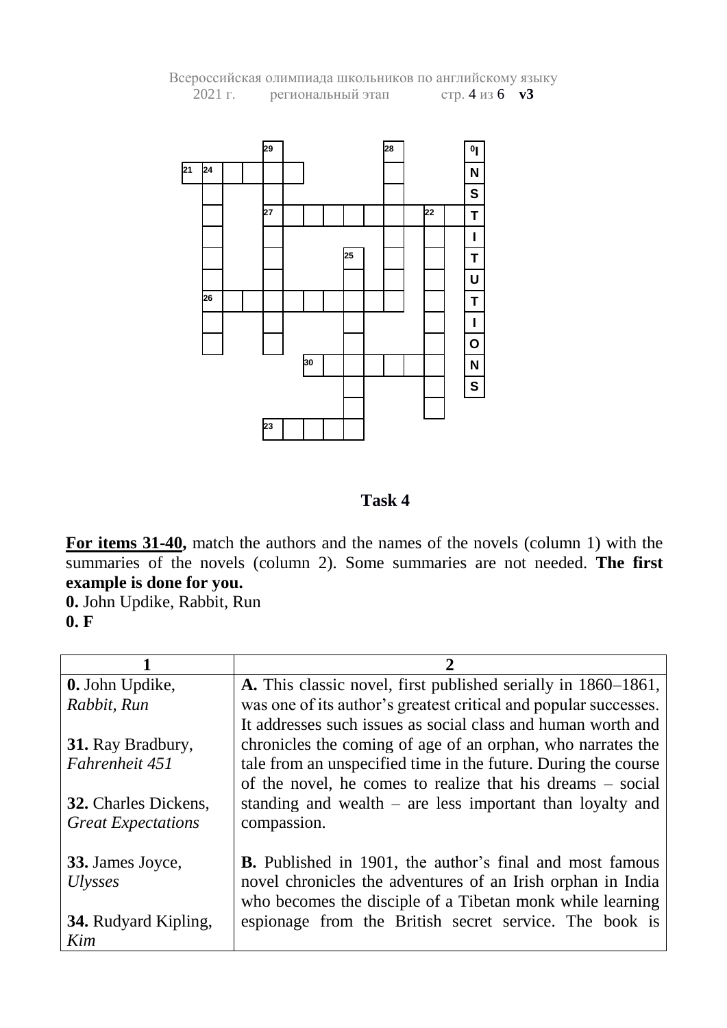| | | | | | | | | | | | | | | |
|---|---|---|---|---|---|---|---|---|---|---|---|---|---|---|
| | | | | 29 | | | | | | 28 | | | | 0 I |
| 21 | 24 | | | | | | | | | | | | | N |
| | | | | | | | | | | | | | | S |
| | | | | 27 | | | | | | | | 22 | | T |
| | | | | | | | | | | | | | | I |
| | | | | | | | | 25 | | | | | | T |
| | | | | | | | | | | | | | | U |
| | 26 | | | | | | | | | | | | | T |
| | | | | | | | | | | | | | | I |
| | | | | | | | | | | | | | | O |
| | | | | | | 30 | | | | | | | | N |
| | | | | | | | | | | | | | | S |
| | | | | | | | | | | | | | | |
| | | | | 23 | | | | | | | | | | |

## Task 4

**For items 31-40,** match the authors and the names of the novels (column 1) with the summaries of the novels (column 2). Some summaries are not needed. **The first example is done for you.**

**0.** John Updike, Rabbit, Run
**0. F**

| 1 | 2 |
|---|---|
| **0.** John Updike, *Rabbit, Run*<br><br>**31.** Ray Bradbury, *Fahrenheit 451*<br><br>**32.** Charles Dickens, *Great Expectations*<br><br>**33.** James Joyce, *Ulysses*<br><br>**34.** Rudyard Kipling, *Kim* | **A.** This classic novel, first published serially in 1860–1861, was one of its author's greatest critical and popular successes. It addresses such issues as social class and human worth and chronicles the coming of age of an orphan, who narrates the tale from an unspecified time in the future. During the course of the novel, he comes to realize that his dreams – social standing and wealth – are less important than loyalty and compassion.<br><br>**B.** Published in 1901, the author's final and most famous novel chronicles the adventures of an Irish orphan in India who becomes the disciple of a Tibetan monk while learning espionage from the British secret service. The book is |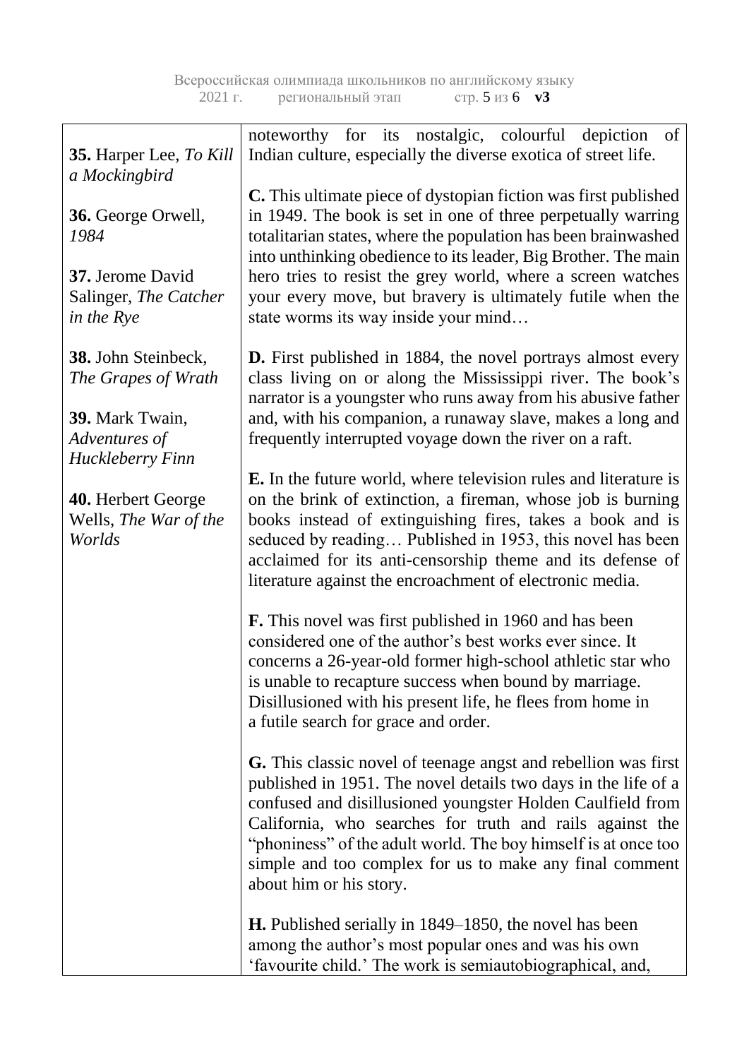| | |
|---|---|
| **35.** Harper Lee, *To Kill a Mockingbird*<br><br>**36.** George Orwell, *1984*<br><br>**37.** Jerome David Salinger, *The Catcher in the Rye*<br><br>**38.** John Steinbeck, *The Grapes of Wrath*<br><br>**39.** Mark Twain, *Adventures of Huckleberry Finn*<br><br>**40.** Herbert George Wells, *The War of the Worlds* | noteworthy for its nostalgic, colourful depiction of Indian culture, especially the diverse exotica of street life.<br><br>**C.** This ultimate piece of dystopian fiction was first published in 1949. The book is set in one of three perpetually warring totalitarian states, where the population has been brainwashed into unthinking obedience to its leader, Big Brother. The main hero tries to resist the grey world, where a screen watches your every move, but bravery is ultimately futile when the state worms its way inside your mind…<br><br>**D.** First published in 1884, the novel portrays almost every class living on or along the Mississippi river. The book's narrator is a youngster who runs away from his abusive father and, with his companion, a runaway slave, makes a long and frequently interrupted voyage down the river on a raft.<br><br>**E.** In the future world, where television rules and literature is on the brink of extinction, a fireman, whose job is burning books instead of extinguishing fires, takes a book and is seduced by reading… Published in 1953, this novel has been acclaimed for its anti-censorship theme and its defense of literature against the encroachment of electronic media.<br><br>**F.** This novel was first published in 1960 and has been considered one of the author's best works ever since. It concerns a 26-year-old former high-school athletic star who is unable to recapture success when bound by marriage. Disillusioned with his present life, he flees from home in a futile search for grace and order.<br><br>**G.** This classic novel of teenage angst and rebellion was first published in 1951. The novel details two days in the life of a confused and disillusioned youngster Holden Caulfield from California, who searches for truth and rails against the "phoniness" of the adult world. The boy himself is at once too simple and too complex for us to make any final comment about him or his story.<br><br>**H.** Published serially in 1849–1850, the novel has been among the author's most popular ones and was his own 'favourite child.' The work is semiautobiographical, and, |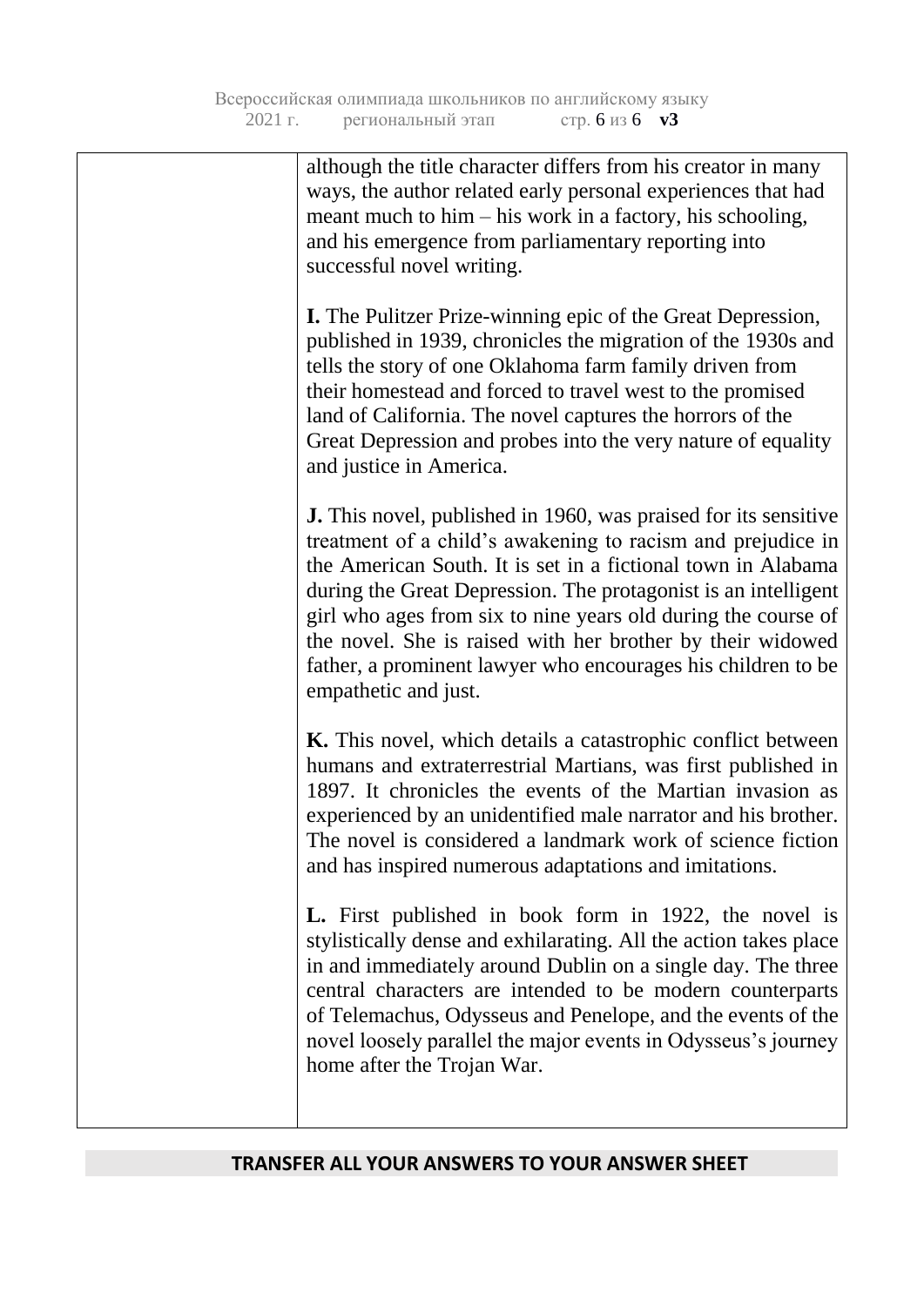| | although the title character differs from his creator in many ways, the author related early personal experiences that had meant much to him – his work in a factory, his schooling, and his emergence from parliamentary reporting into successful novel writing.<br><br>**I.** The Pulitzer Prize-winning epic of the Great Depression, published in 1939, chronicles the migration of the 1930s and tells the story of one Oklahoma farm family driven from their homestead and forced to travel west to the promised land of California. The novel captures the horrors of the Great Depression and probes into the very nature of equality and justice in America.<br><br>**J.** This novel, published in 1960, was praised for its sensitive treatment of a child's awakening to racism and prejudice in the American South. It is set in a fictional town in Alabama during the Great Depression. The protagonist is an intelligent girl who ages from six to nine years old during the course of the novel. She is raised with her brother by their widowed father, a prominent lawyer who encourages his children to be empathetic and just.<br><br>**K.** This novel, which details a catastrophic conflict between humans and extraterrestrial Martians, was first published in 1897. It chronicles the events of the Martian invasion as experienced by an unidentified male narrator and his brother. The novel is considered a landmark work of science fiction and has inspired numerous adaptations and imitations.<br><br>**L.** First published in book form in 1922, the novel is stylistically dense and exhilarating. All the action takes place in and immediately around Dublin on a single day. The three central characters are intended to be modern counterparts of Telemachus, Odysseus and Penelope, and the events of the novel loosely parallel the major events in Odysseus's journey home after the Trojan War. |
|---|---|

**TRANSFER ALL YOUR ANSWERS TO YOUR ANSWER SHEET**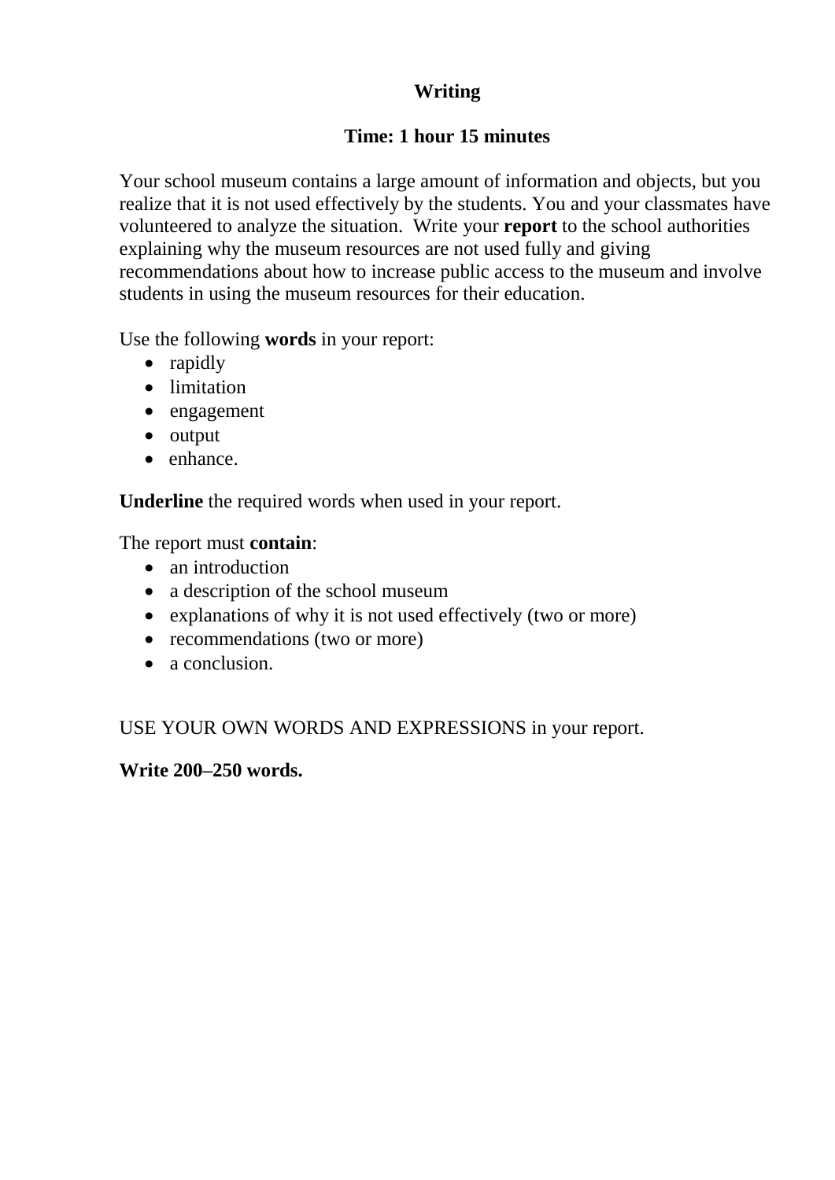**Writing**

**Time: 1 hour 15 minutes**

Your school museum contains a large amount of information and objects, but you realize that it is not used effectively by the students. You and your classmates have volunteered to analyze the situation. Write your **report** to the school authorities explaining why the museum resources are not used fully and giving recommendations about how to increase public access to the museum and involve students in using the museum resources for their education.

Use the following **words** in your report:

- rapidly
- limitation
- engagement
- output
- enhance.

**Underline** the required words when used in your report.

The report must **contain**:

- an introduction
- a description of the school museum
- explanations of why it is not used effectively (two or more)
- recommendations (two or more)
- a conclusion.

USE YOUR OWN WORDS AND EXPRESSIONS in your report.

**Write 200–250 words.**